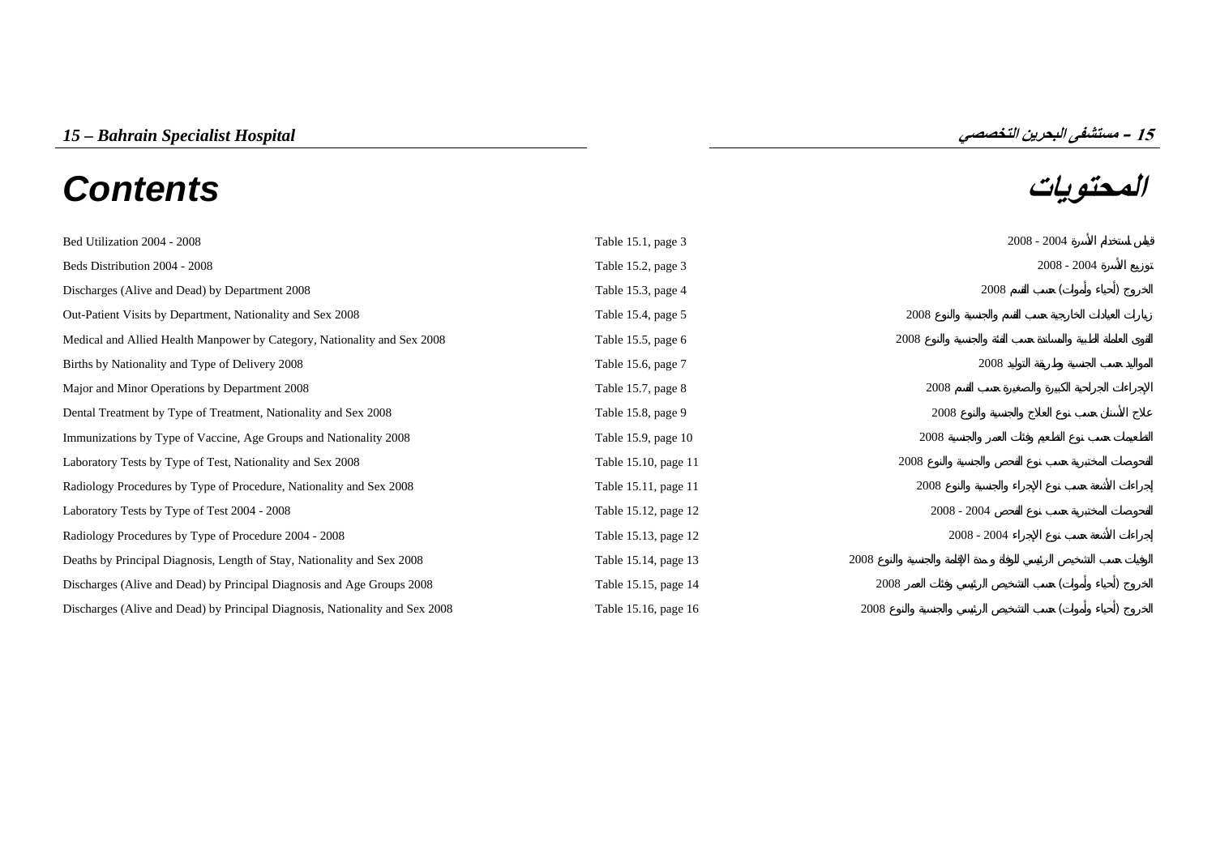# 15 – Bahrain Specialist Hospital

# 15 – مستشفى البحرين التخصصي

## Contents

## المحتويات

| Contents | Table | المحتويات |
|---|---|---|
| Bed Utilization 2004 - 2008 | Table 15.1, page 3 | قياس استخدام الأسرة 2004 - 2008 |
| Beds Distribution 2004 - 2008 | Table 15.2, page 3 | توزيع الأسرة 2004 - 2008 |
| Discharges (Alive and Dead) by Department 2008 | Table 15.3, page 4 | الخروج (أحياء وأموات) حسب القسم 2008 |
| Out-Patient Visits by Department, Nationality and Sex 2008 | Table 15.4, page 5 | زيارات العيادات الخارجية حسب القسم والجنسية والنوع 2008 |
| Medical and Allied Health Manpower by Category, Nationality and Sex 2008 | Table 15.5, page 6 | القوى العاملة الطبية والمساندة حسب الفئة والجنسية والنوع 2008 |
| Births by Nationality and Type of Delivery 2008 | Table 15.6, page 7 | المواليد حسب الجنسية وطريقة التوليد 2008 |
| Major and Minor Operations by Department 2008 | Table 15.7, page 8 | الإجراءات الجراحية الكبيرة والصغيرة حسب القسم 2008 |
| Dental Treatment by Type of Treatment, Nationality and Sex 2008 | Table 15.8, page 9 | علاج الأسنان حسب نوع العلاج والجنسية والنوع 2008 |
| Immunizations by Type of Vaccine, Age Groups and Nationality 2008 | Table 15.9, page 10 | التطعيمات حسب نوع التطعيم وفئات العمر والجنسية 2008 |
| Laboratory Tests by Type of Test, Nationality and Sex 2008 | Table 15.10, page 11 | الفحوصات المختبرية حسب نوع الفحص والجنسية والنوع 2008 |
| Radiology Procedures by Type of Procedure, Nationality and Sex 2008 | Table 15.11, page 11 | إجراءات الأشعة حسب نوع الإجراء والجنسية والنوع 2008 |
| Laboratory Tests by Type of Test 2004 - 2008 | Table 15.12, page 12 | الفحوصات المختبرية حسب نوع الفحص 2004 - 2008 |
| Radiology Procedures by Type of Procedure 2004 - 2008 | Table 15.13, page 12 | إجراءات الأشعة حسب نوع الإجراء 2004 - 2008 |
| Deaths by Principal Diagnosis, Length of Stay, Nationality and Sex 2008 | Table 15.14, page 13 | الوفيات حسب التشخيص الرئيسي للوفاة ومدة الإقامة والجنسية والنوع 2008 |
| Discharges (Alive and Dead) by Principal Diagnosis and Age Groups 2008 | Table 15.15, page 14 | الخروج (أحياء وأموات) حسب التشخيص الرئيسي وفئات العمر 2008 |
| Discharges (Alive and Dead) by Principal Diagnosis, Nationality and Sex 2008 | Table 15.16, page 16 | الخروج (أحياء وأموات) حسب التشخيص الرئيسي والجنسية والنوع 2008 |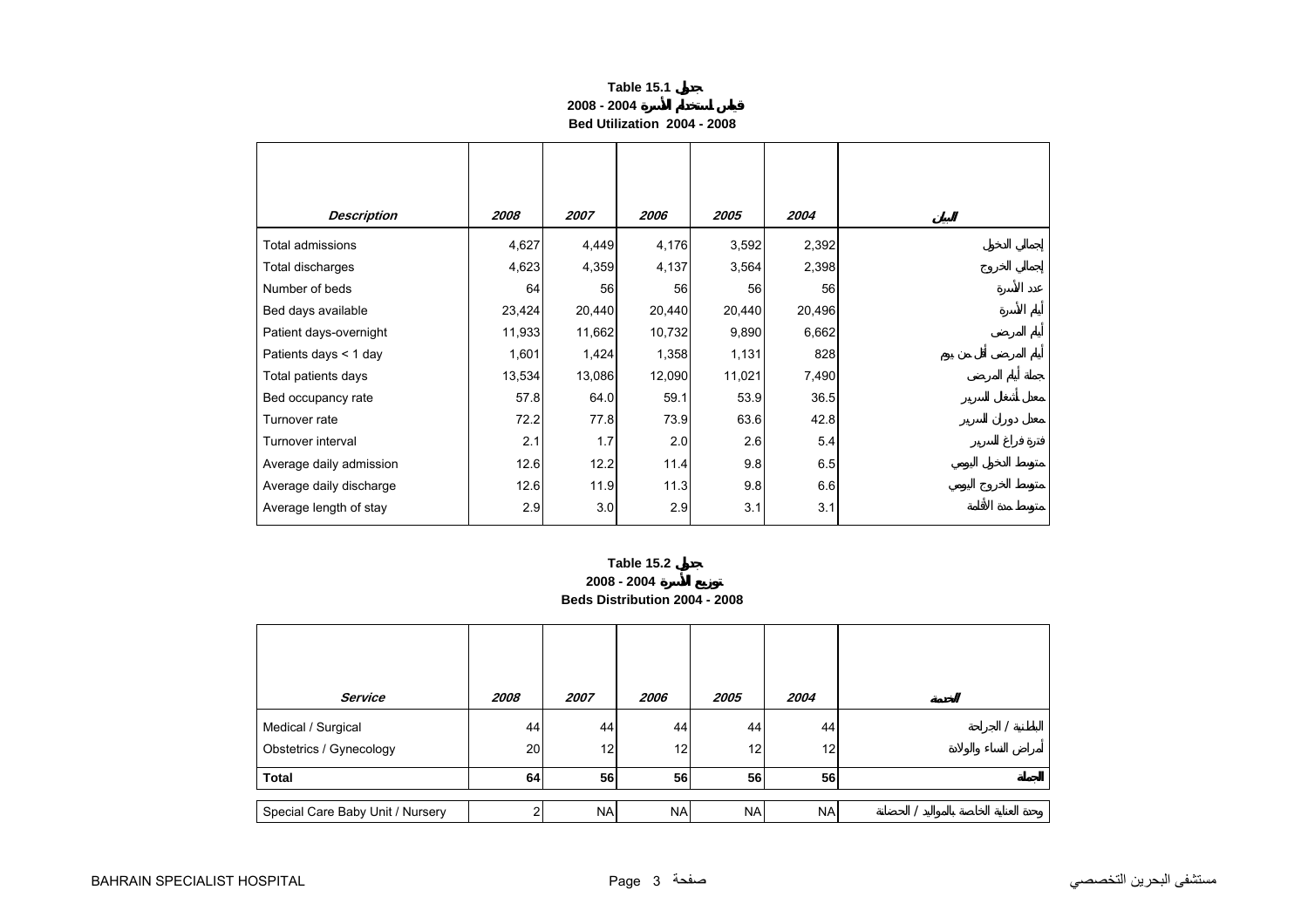**Table 15.1 جدول**

**2008 - 2004 قياس استخدام الأسرة**

**Bed Utilization 2004 - 2008**

| *Description* | *2008* | *2007* | *2006* | *2005* | *2004* | البيان |
|---|---|---|---|---|---|---|
| Total admissions | 4,627 | 4,449 | 4,176 | 3,592 | 2,392 | إجمالي الدخول |
| Total discharges | 4,623 | 4,359 | 4,137 | 3,564 | 2,398 | إجمالي الخروج |
| Number of beds | 64 | 56 | 56 | 56 | 56 | عدد الأسرة |
| Bed days available | 23,424 | 20,440 | 20,440 | 20,440 | 20,496 | أيام الأسرة |
| Patient days-overnight | 11,933 | 11,662 | 10,732 | 9,890 | 6,662 | أيام المرضى |
| Patients days < 1 day | 1,601 | 1,424 | 1,358 | 1,131 | 828 | أيام المرضى أقل من يوم |
| Total patients days | 13,534 | 13,086 | 12,090 | 11,021 | 7,490 | جملة أيام المرضى |
| Bed occupancy rate | 57.8 | 64.0 | 59.1 | 53.9 | 36.5 | معدل أشغال السرير |
| Turnover rate | 72.2 | 77.8 | 73.9 | 63.6 | 42.8 | معدل دوران السرير |
| Turnover interval | 2.1 | 1.7 | 2.0 | 2.6 | 5.4 | فترة فراغ السرير |
| Average daily admission | 12.6 | 12.2 | 11.4 | 9.8 | 6.5 | متوسط الدخول اليومي |
| Average daily discharge | 12.6 | 11.9 | 11.3 | 9.8 | 6.6 | متوسط الخروج اليومي |
| Average length of stay | 2.9 | 3.0 | 2.9 | 3.1 | 3.1 | متوسط مدة الأقامة |

**Table 15.2 جدول**

**2008 - 2004 توزيع الأسرة**

**Beds Distribution 2004 - 2008**

| *Service* | *2008* | *2007* | *2006* | *2005* | *2004* | الخدمة |
|---|---|---|---|---|---|---|
| Medical / Surgical | 44 | 44 | 44 | 44 | 44 | الباطنية / الجراحة |
| Obstetrics / Gynecology | 20 | 12 | 12 | 12 | 12 | أمراض النساء والولادة |
| **Total** | **64** | **56** | **56** | **56** | **56** | **الجملة** |
| Special Care Baby Unit / Nursery | 2 | NA | NA | NA | NA | وحدة العناية الخاصة بالمواليد / الحضانة |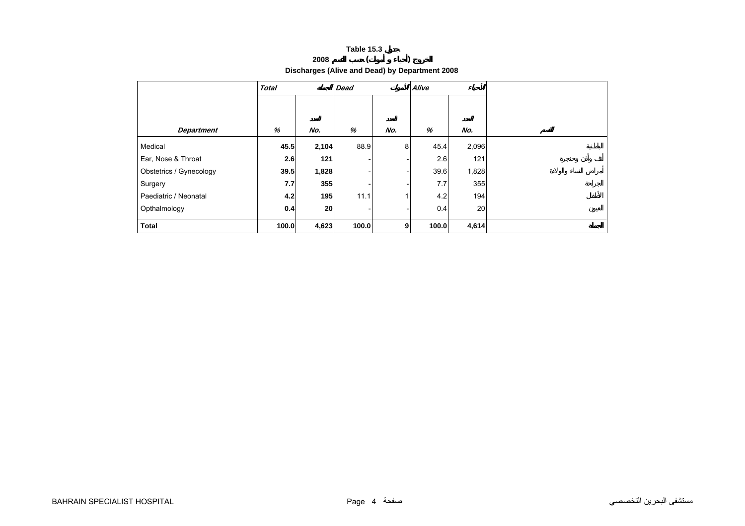**Table 15.3 جدول**

**2008 الخروج (أحياء و أموات) حسب القسم**

**Discharges (Alive and Dead) by Department 2008**

| | *Total* | *الجملة* | *Dead* | *الأموات* | *Alive* | *الأحياء* | |
|---|---|---|---|---|---|---|---|
| *Department* | *%* | *No.* العدد | *%* | *No.* العدد | *%* | *No.* العدد | القسم |
| Medical | **45.5** | **2,104** | 88.9 | 8 | 45.4 | 2,096 | الباطنية |
| Ear, Nose & Throat | **2.6** | **121** | - | - | 2.6 | 121 | أنف وأذن وحنجرة |
| Obstetrics / Gynecology | **39.5** | **1,828** | - | - | 39.6 | 1,828 | أمراض النساء والولادة |
| Surgery | **7.7** | **355** | - | - | 7.7 | 355 | الجراحة |
| Paediatric / Neonatal | **4.2** | **195** | 11.1 | 1 | 4.2 | 194 | الأطفال |
| Opthalmology | **0.4** | **20** | - | - | 0.4 | 20 | العيون |
| **Total** | **100.0** | **4,623** | **100.0** | **9** | **100.0** | **4,614** | **الجملة** |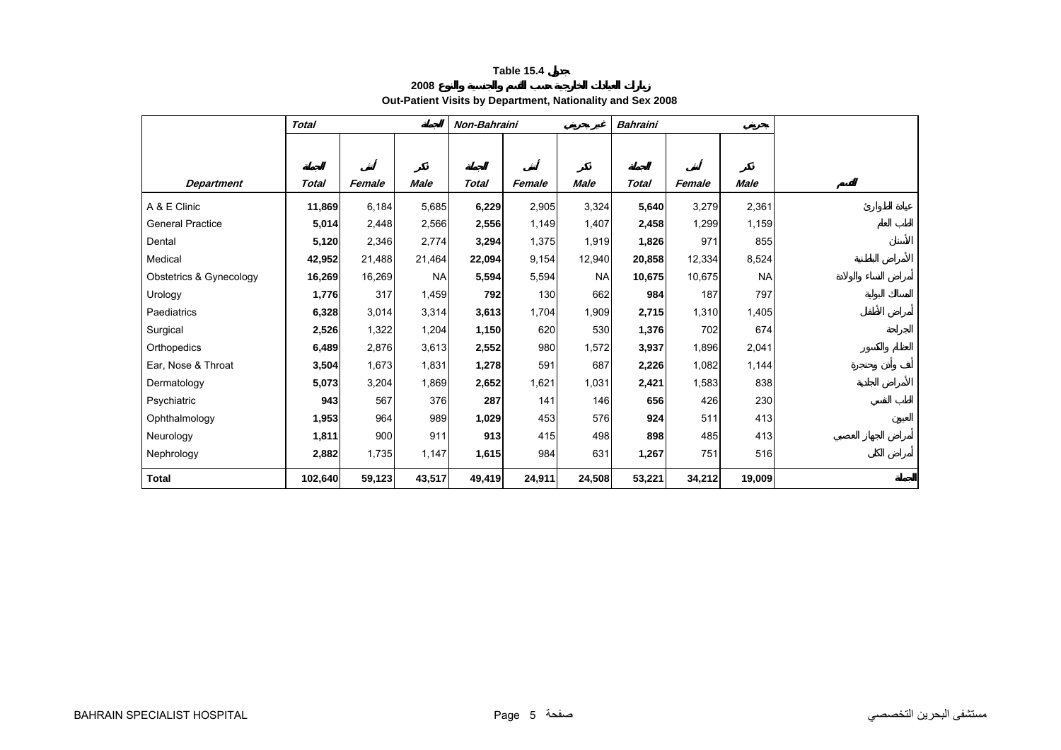**Table 15.4 جدول**

**زيارات العيادات الخارجية حسب القسم والجنسية والنوع 2008**

**Out-Patient Visits by Department, Nationality and Sex 2008**

| | *Total* | | *الجملة* | *Non-Bahraini* | | *غير بحريني* | *Bahraini* | | *بحريني* | |
|---|---|---|---|---|---|---|---|---|---|---|
| | *الجملة* | *أنثى* | *ذكر* | *الجملة* | *أنثى* | *ذكر* | *الجملة* | *أنثى* | *ذكر* | |
| *Department* | *Total* | *Female* | *Male* | *Total* | *Female* | *Male* | *Total* | *Female* | *Male* | *القسم* |
| A & E Clinic | **11,869** | 6,184 | 5,685 | **6,229** | 2,905 | 3,324 | **5,640** | 3,279 | 2,361 | عيادة الطوارئ |
| General Practice | **5,014** | 2,448 | 2,566 | **2,556** | 1,149 | 1,407 | **2,458** | 1,299 | 1,159 | الطب العام |
| Dental | **5,120** | 2,346 | 2,774 | **3,294** | 1,375 | 1,919 | **1,826** | 971 | 855 | الأسنان |
| Medical | **42,952** | 21,488 | 21,464 | **22,094** | 9,154 | 12,940 | **20,858** | 12,334 | 8,524 | الأمراض الباطنية |
| Obstetrics & Gynecology | **16,269** | 16,269 | NA | **5,594** | 5,594 | NA | **10,675** | 10,675 | NA | أمراض النساء والولادة |
| Urology | **1,776** | 317 | 1,459 | **792** | 130 | 662 | **984** | 187 | 797 | المسالك البولية |
| Paediatrics | **6,328** | 3,014 | 3,314 | **3,613** | 1,704 | 1,909 | **2,715** | 1,310 | 1,405 | أمراض الأطفال |
| Surgical | **2,526** | 1,322 | 1,204 | **1,150** | 620 | 530 | **1,376** | 702 | 674 | الجراحة |
| Orthopedics | **6,489** | 2,876 | 3,613 | **2,552** | 980 | 1,572 | **3,937** | 1,896 | 2,041 | العظام والكسور |
| Ear, Nose & Throat | **3,504** | 1,673 | 1,831 | **1,278** | 591 | 687 | **2,226** | 1,082 | 1,144 | أنف وأذن وحنجرة |
| Dermatology | **5,073** | 3,204 | 1,869 | **2,652** | 1,621 | 1,031 | **2,421** | 1,583 | 838 | الأمراض الجلدية |
| Psychiatric | **943** | 567 | 376 | **287** | 141 | 146 | **656** | 426 | 230 | الطب النفسي |
| Ophthalmology | **1,953** | 964 | 989 | **1,029** | 453 | 576 | **924** | 511 | 413 | العيون |
| Neurology | **1,811** | 900 | 911 | **913** | 415 | 498 | **898** | 485 | 413 | أمراض الجهاز العصبي |
| Nephrology | **2,882** | 1,735 | 1,147 | **1,615** | 984 | 631 | **1,267** | 751 | 516 | أمراض الكلى |
| **Total** | **102,640** | **59,123** | **43,517** | **49,419** | **24,911** | **24,508** | **53,221** | **34,212** | **19,009** | **الجملة** |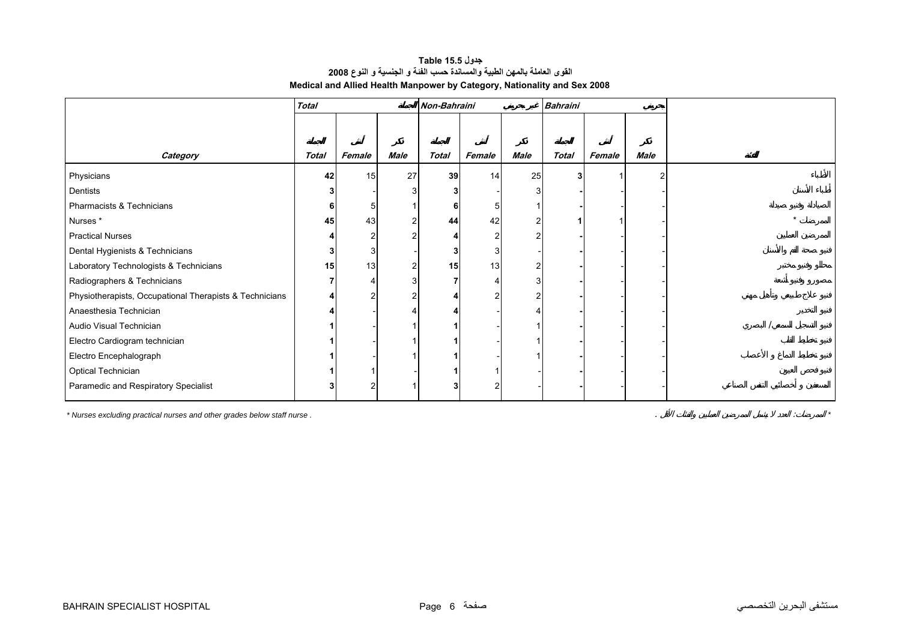**Table 15.5 جدول**

**القوى العاملة بالمهن الطبية والمساندة حسب الفئة و الجنسية و النوع 2008**

**Medical and Allied Health Manpower by Category, Nationality and Sex 2008**

| | Total | | الجملة | Non-Bahraini | | غير بحريني | Bahraini | | بحريني | |
|---|---|---|---|---|---|---|---|---|---|---|
| | الجملة | أنثى | ذكر | الجملة | أنثى | ذكر | الجملة | أنثى | ذكر | |
| **Category** | **Total** | **Female** | **Male** | **Total** | **Female** | **Male** | **Total** | **Female** | **Male** | **الفئة** |
| Physicians | **42** | 15 | 27 | **39** | 14 | 25 | **3** | 1 | 2 | الأطباء |
| Dentists | **3** | - | 3 | **3** | - | 3 | **-** | - | - | أطباء الأسنان |
| Pharmacists & Technicians | **6** | 5 | 1 | **6** | 5 | 1 | **-** | - | - | الصيادلة وفنيو صيدلة |
| Nurses * | **45** | 43 | 2 | **44** | 42 | 2 | **1** | 1 | - | الممرضات * |
| Practical Nurses | **4** | 2 | 2 | **4** | 2 | 2 | **-** | - | - | الممرضين العاملين |
| Dental Hygienists & Technicians | **3** | 3 | - | **3** | 3 | - | **-** | - | - | فنيو صحة الفم والأسنان |
| Laboratory Technologists & Technicians | **15** | 13 | 2 | **15** | 13 | 2 | **-** | - | - | محللو وفنيو مختبر |
| Radiographers & Technicians | **7** | 4 | 3 | **7** | 4 | 3 | **-** | - | - | مصورو وفنيو أشعة |
| Physiotherapists, Occupational Therapists & Technicians | **4** | 2 | 2 | **4** | 2 | 2 | **-** | - | - | فنيو علاج طبيعي وتأهيل مهني |
| Anaesthesia Technician | **4** | - | 4 | **4** | - | 4 | **-** | - | - | فنيو التخدير |
| Audio Visual Technician | **1** | - | 1 | **1** | - | 1 | **-** | - | - | فنيو التسجيل السمعي / البصري |
| Electro Cardiogram technician | **1** | - | 1 | **1** | - | 1 | **-** | - | - | فنيو تخطيط القلب |
| Electro Encephalograph | **1** | - | 1 | **1** | - | 1 | **-** | - | - | فنيو تخطيط الدماغ و الأعصاب |
| Optical Technician | **1** | 1 | - | **1** | 1 | - | **-** | - | - | فنيو فحص العيون |
| Paramedic and Respiratory Specialist | **3** | 2 | 1 | **3** | 2 | - | **-** | - | - | المسعفين و أخصائيي التنفس الصناعي |

* Nurses excluding practical nurses and other grades below staff nurse .

* الممرضات: العدد لا يشمل الممرضين العاملين والفئات الأقل .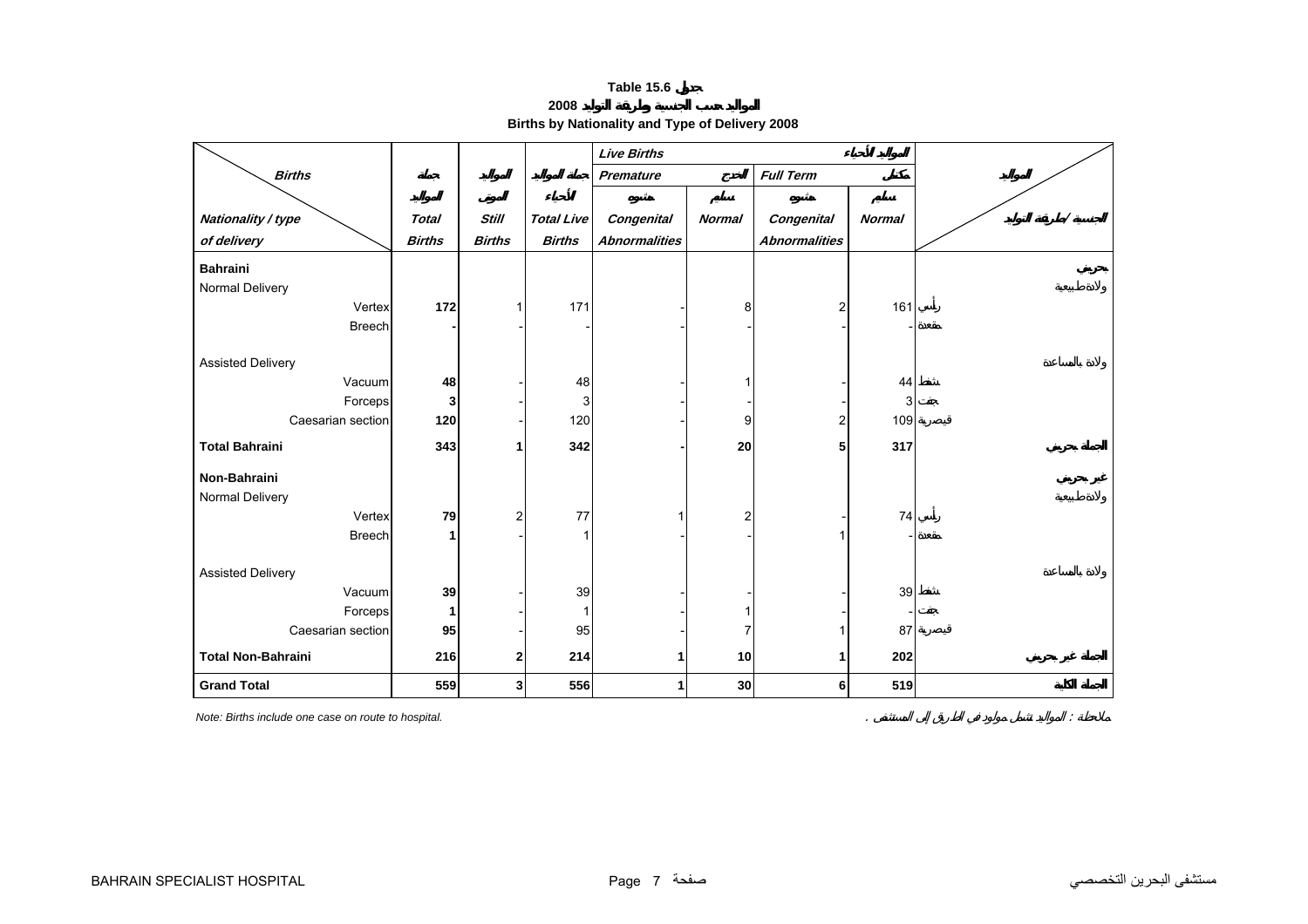# Table 15.6 جدول

## 2008 المواليد حسب الجنسية وطريقة التوليد

## Births by Nationality and Type of Delivery 2008

| Births / Nationality / type of delivery | Total Births جملة المواليد | Still Births المواليد الموتى | Total Live Births جملة المواليد الأحياء | Live Births المواليد الأحياء: Premature خديج: Congenital Abnormalities مشوه | Premature خديج: Normal سليم | Full Term مكتمل: Congenital Abnormalities مشوه | Full Term مكتمل: Normal سليم | الجنسية / طريقة التوليد المواليد |
|---|---|---|---|---|---|---|---|---|
| **Bahraini** | | | | | | | | **بحريني** |
| Normal Delivery | | | | | | | | ولادة طبيعية |
| Vertex | **172** | 1 | 171 | - | 8 | 2 | 161 | رأسي |
| Breech | **-** | - | - | - | - | - | - | مقعدة |
| Assisted Delivery | | | | | | | | ولادة بالمساعدة |
| Vacuum | **48** | - | 48 | - | 1 | - | 44 | شفط |
| Forceps | **3** | - | 3 | - | - | - | 3 | جفت |
| Caesarian section | **120** | - | 120 | - | 9 | 2 | 109 | قيصرية |
| **Total Bahraini** | **343** | **1** | **342** | **-** | **20** | **5** | **317** | **الجملة بحريني** |
| **Non-Bahraini** | | | | | | | | **غير بحريني** |
| Normal Delivery | | | | | | | | ولادة طبيعية |
| Vertex | **79** | 2 | 77 | 1 | 2 | - | 74 | رأسي |
| Breech | **1** | - | 1 | - | - | 1 | - | مقعدة |
| Assisted Delivery | | | | | | | | ولادة بالمساعدة |
| Vacuum | **39** | - | 39 | - | - | - | 39 | شفط |
| Forceps | **1** | - | 1 | - | 1 | - | - | جفت |
| Caesarian section | **95** | - | 95 | - | 7 | 1 | 87 | قيصرية |
| **Total Non-Bahraini** | **216** | **2** | **214** | **1** | **10** | **1** | **202** | **الجملة غير بحريني** |
| **Grand Total** | **559** | **3** | **556** | **1** | **30** | **6** | **519** | **الجملة الكلية** |

*Note: Births include one case on route to hospital.*

ملاحظة : المواليد تشمل مولود في الطريق إلى المستشفى .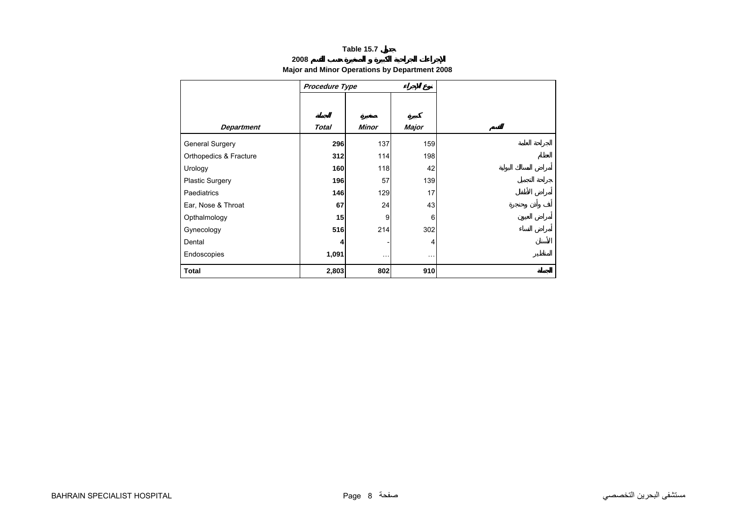**Table 15.7 جدول**

**الإجراءات الجراحية الكبيرة و الصغيرة حسب القسم 2008**

**Major and Minor Operations by Department 2008**

| *Department* | *Procedure Type* نوع الإجراء | | | القسم |
|---|---|---|---|---|
| | الجملة *Total* | صغيرة *Minor* | كبيرة *Major* | |
| General Surgery | **296** | 137 | 159 | الجراحة العامة |
| Orthopedics & Fracture | **312** | 114 | 198 | العظام |
| Urology | **160** | 118 | 42 | أمراض المسالك البولية |
| Plastic Surgery | **196** | 57 | 139 | جراحة التجميل |
| Paediatrics | **146** | 129 | 17 | أمراض الأطفال |
| Ear, Nose & Throat | **67** | 24 | 43 | أنف وأذن وحنجرة |
| Opthalmology | **15** | 9 | 6 | أمراض العيون |
| Gynecology | **516** | 214 | 302 | أمراض النساء |
| Dental | **4** | - | 4 | الأسنان |
| Endoscopies | **1,091** | … | … | المناظير |
| **Total** | **2,803** | **802** | **910** | **الجملة** |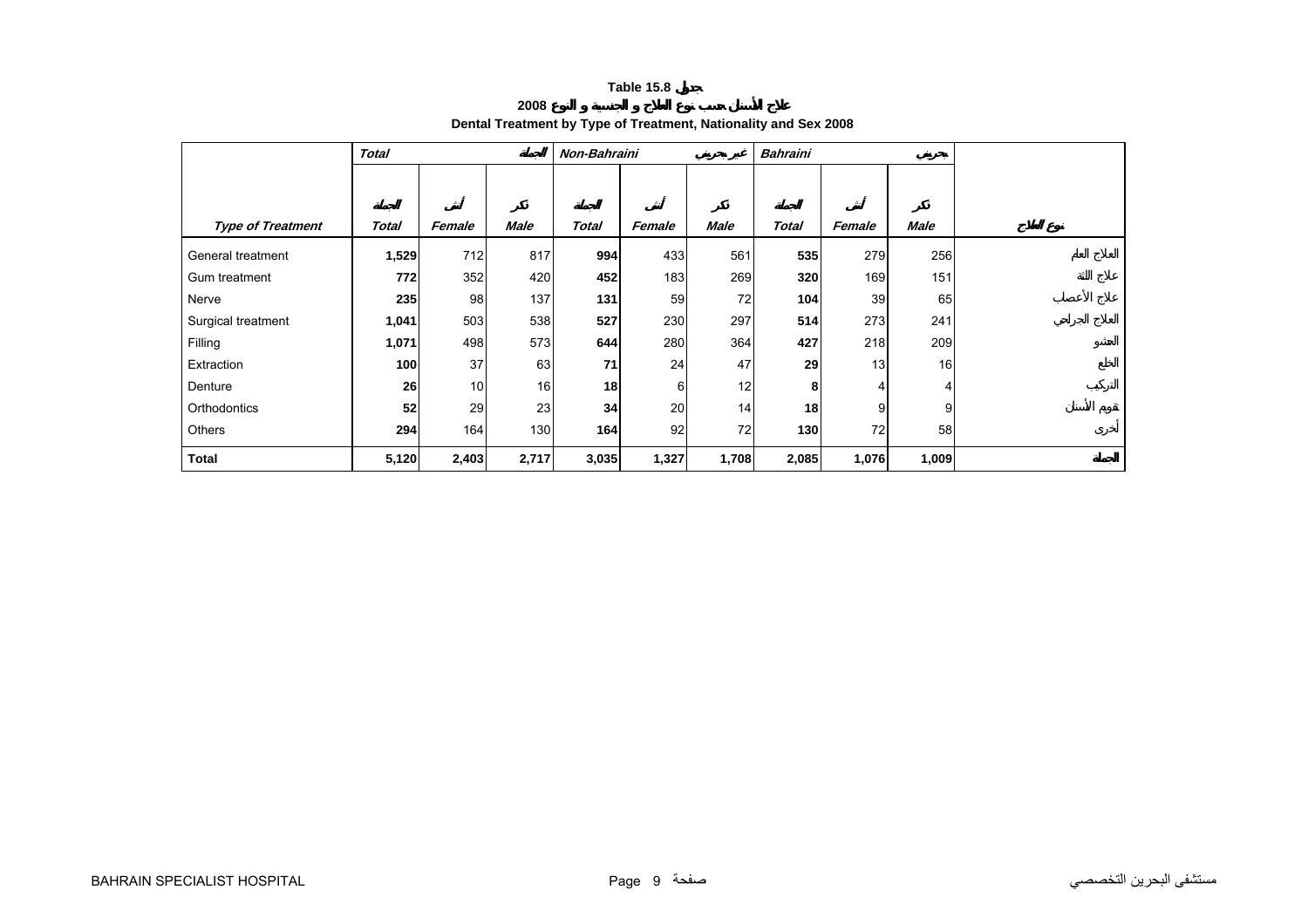**Table 15.8 جدول**

**علاج الأسنان حسب نوع العلاج و الجنسية و النوع 2008**

**Dental Treatment by Type of Treatment, Nationality and Sex 2008**

| | Total | | الجملة | Non-Bahraini | | غير بحريني | Bahraini | | بحريني | |
|---|---|---|---|---|---|---|---|---|---|---|
| | الجملة | أنثى | ذكر | الجملة | أنثى | ذكر | الجملة | أنثى | ذكر | |
| **Type of Treatment** | **Total** | **Female** | **Male** | **Total** | **Female** | **Male** | **Total** | **Female** | **Male** | **نوع العلاج** |
| General treatment | **1,529** | 712 | 817 | **994** | 433 | 561 | **535** | 279 | 256 | العلاج العام |
| Gum treatment | **772** | 352 | 420 | **452** | 183 | 269 | **320** | 169 | 151 | علاج اللثة |
| Nerve | **235** | 98 | 137 | **131** | 59 | 72 | **104** | 39 | 65 | علاج الأعصاب |
| Surgical treatment | **1,041** | 503 | 538 | **527** | 230 | 297 | **514** | 273 | 241 | العلاج الجراحي |
| Filling | **1,071** | 498 | 573 | **644** | 280 | 364 | **427** | 218 | 209 | الحشو |
| Extraction | **100** | 37 | 63 | **71** | 24 | 47 | **29** | 13 | 16 | الخلع |
| Denture | **26** | 10 | 16 | **18** | 6 | 12 | **8** | 4 | 4 | التركيب |
| Orthodontics | **52** | 29 | 23 | **34** | 20 | 14 | **18** | 9 | 9 | تقويم الأسنان |
| Others | **294** | 164 | 130 | **164** | 92 | 72 | **130** | 72 | 58 | أخرى |
| **Total** | **5,120** | **2,403** | **2,717** | **3,035** | **1,327** | **1,708** | **2,085** | **1,076** | **1,009** | **الجملة** |

BAHRAIN SPECIALIST HOSPITAL مستشفى البحرين التخصصي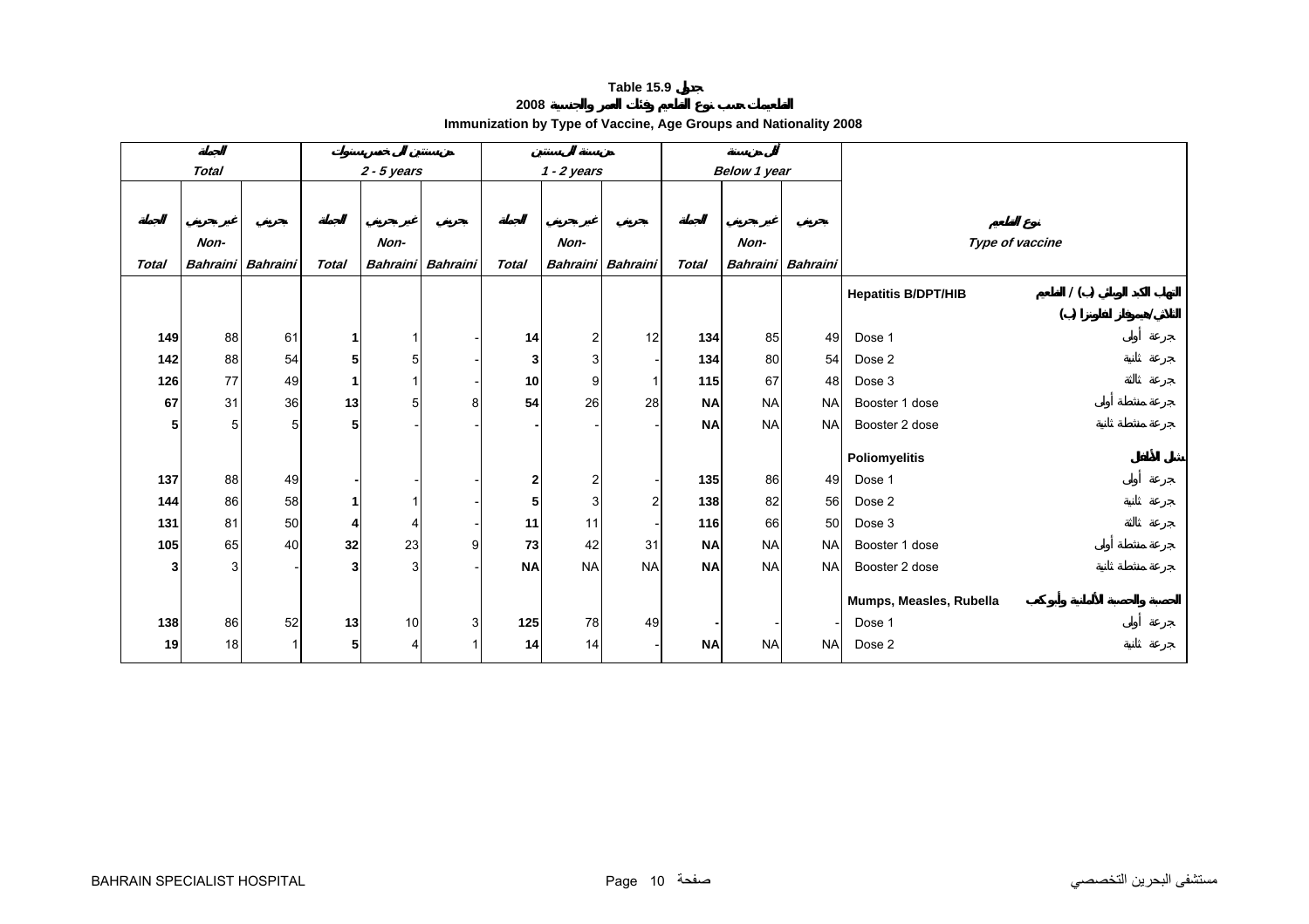**Table 15.9 جدول**

**التطعيمات حسب نوع التطعيم وفئات العمر والجنسية 2008**

**Immunization by Type of Vaccine, Age Groups and Nationality 2008**

| الجملة *Total* | | | من سنتين إلى خمس سنوات *2 - 5 years* | | | من سنة إلى سنتين *1 - 2 years* | | | أقل من سنة *Below 1 year* | | | نوع التطعيم *Type of vaccine* |
|---|---|---|---|---|---|---|---|---|---|---|---|---|
| الجملة *Total* | غير بحريني *Non-Bahraini* | بحريني *Bahraini* | الجملة *Total* | غير بحريني *Non-Bahraini* | بحريني *Bahraini* | الجملة *Total* | غير بحريني *Non-Bahraini* | بحريني *Bahraini* | الجملة *Total* | غير بحريني *Non-Bahraini* | بحريني *Bahraini* | |
| | | | | | | | | | | | | **Hepatitis B/DPT/HIB** التهاب الكبد الوبائي (ب) / الثلاثي/هيموفيلس انفلونزا (ب) المجمع |
| **149** | 88 | 61 | **1** | 1 | - | **14** | 2 | 12 | **134** | 85 | 49 | Dose 1 جرعة أولى |
| **142** | 88 | 54 | **5** | 5 | - | **3** | 3 | - | **134** | 80 | 54 | Dose 2 جرعة ثانية |
| **126** | 77 | 49 | **1** | 1 | - | **10** | 9 | 1 | **115** | 67 | 48 | Dose 3 جرعة ثالثة |
| **67** | 31 | 36 | **13** | 5 | 8 | **54** | 26 | 28 | **NA** | NA | NA | Booster 1 dose جرعة منشطة أولى |
| **5** | 5 | 5 | **5** | - | - | **-** | - | - | **NA** | NA | NA | Booster 2 dose جرعة منشطة ثانية |
| | | | | | | | | | | | | **Poliomyelitis** شلل الأطفال |
| **137** | 88 | 49 | **-** | - | - | **2** | 2 | - | **135** | 86 | 49 | Dose 1 جرعة أولى |
| **144** | 86 | 58 | **1** | 1 | - | **5** | 3 | 2 | **138** | 82 | 56 | Dose 2 جرعة ثانية |
| **131** | 81 | 50 | **4** | 4 | - | **11** | 11 | - | **116** | 66 | 50 | Dose 3 جرعة ثالثة |
| **105** | 65 | 40 | **32** | 23 | 9 | **73** | 42 | 31 | **NA** | NA | NA | Booster 1 dose جرعة منشطة أولى |
| **3** | 3 | - | **3** | 3 | - | **NA** | NA | NA | **NA** | NA | NA | Booster 2 dose جرعة منشطة ثانية |
| | | | | | | | | | | | | **Mumps, Measles, Rubella** الحصبة والحصبة الألمانية وأبو كعب |
| **138** | 86 | 52 | **13** | 10 | 3 | **125** | 78 | 49 | **-** | - | - | Dose 1 جرعة أولى |
| **19** | 18 | 1 | **5** | 4 | 1 | **14** | 14 | - | **NA** | NA | NA | Dose 2 جرعة ثانية |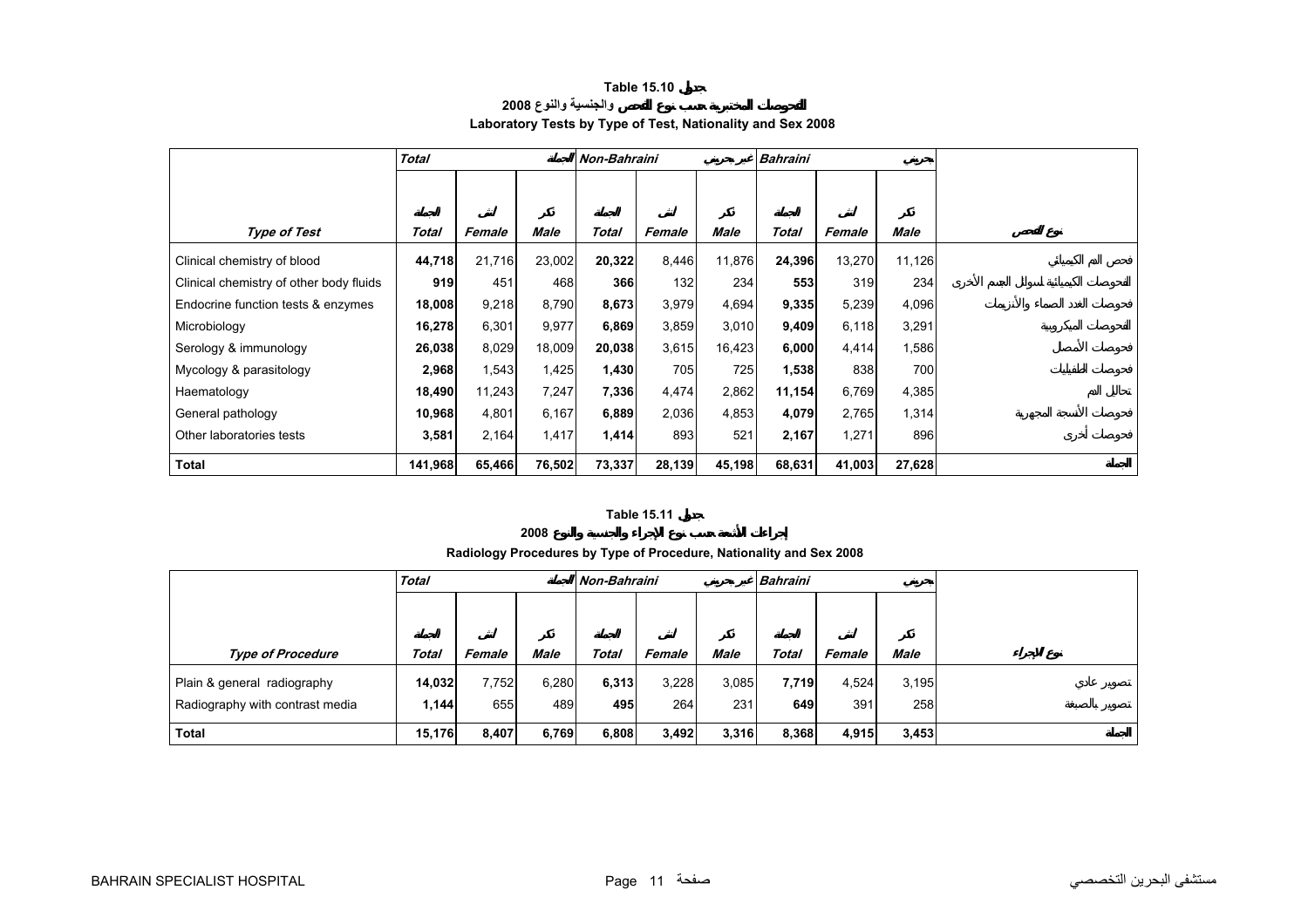**Table 15.10 جدول**

**2008 الفحوصات المختبرية حسب نوع الفحص والجنسية والنوع**

**Laboratory Tests by Type of Test, Nationality and Sex 2008**

| | *Total* | | الجملة | *Non-Bahraini* | | غير بحريني | *Bahraini* | | بحريني | |
|---|---|---|---|---|---|---|---|---|---|---|
| | الجملة | أنثى | ذكر | الجملة | أنثى | ذكر | الجملة | أنثى | ذكر | |
| ***Type of Test*** | ***Total*** | ***Female*** | ***Male*** | ***Total*** | ***Female*** | ***Male*** | ***Total*** | ***Female*** | ***Male*** | **نوع الفحص** |
| Clinical chemistry of blood | **44,718** | 21,716 | 23,002 | **20,322** | 8,446 | 11,876 | **24,396** | 13,270 | 11,126 | فحص الدم الكيميائي |
| Clinical chemistry of other body fluids | **919** | 451 | 468 | **366** | 132 | 234 | **553** | 319 | 234 | التحوصات الكيميائية لسوائل الجسم الأخرى |
| Endocrine function tests & enzymes | **18,008** | 9,218 | 8,790 | **8,673** | 3,979 | 4,694 | **9,335** | 5,239 | 4,096 | فحوصات الغدد الصماء والأنزيمات |
| Microbiology | **16,278** | 6,301 | 9,977 | **6,869** | 3,859 | 3,010 | **9,409** | 6,118 | 3,291 | الفحوصات الميكروبية |
| Serology & immunology | **26,038** | 8,029 | 18,009 | **20,038** | 3,615 | 16,423 | **6,000** | 4,414 | 1,586 | فحوصات الأمصال |
| Mycology & parasitology | **2,968** | 1,543 | 1,425 | **1,430** | 705 | 725 | **1,538** | 838 | 700 | فحوصات الطفيليات |
| Haematology | **18,490** | 11,243 | 7,247 | **7,336** | 4,474 | 2,862 | **11,154** | 6,769 | 4,385 | تحاليل الدم |
| General pathology | **10,968** | 4,801 | 6,167 | **6,889** | 2,036 | 4,853 | **4,079** | 2,765 | 1,314 | فحوصات الأنسجة المجهرية |
| Other laboratories tests | **3,581** | 2,164 | 1,417 | **1,414** | 893 | 521 | **2,167** | 1,271 | 896 | فحوصات أخرى |
| **Total** | **141,968** | **65,466** | **76,502** | **73,337** | **28,139** | **45,198** | **68,631** | **41,003** | **27,628** | **الجملة** |

**Table 15.11 جدول**

**2008 إجراءات الأشعة حسب نوع الإجراء والجنسية والنوع**

**Radiology Procedures by Type of Procedure, Nationality and Sex 2008**

| | *Total* | | الجملة | *Non-Bahraini* | | غير بحريني | *Bahraini* | | بحريني | |
|---|---|---|---|---|---|---|---|---|---|---|
| | الجملة | أنثى | ذكر | الجملة | أنثى | ذكر | الجملة | أنثى | ذكر | |
| ***Type of Procedure*** | ***Total*** | ***Female*** | ***Male*** | ***Total*** | ***Female*** | ***Male*** | ***Total*** | ***Female*** | ***Male*** | **نوع الإجراء** |
| Plain & general radiography | **14,032** | 7,752 | 6,280 | **6,313** | 3,228 | 3,085 | **7,719** | 4,524 | 3,195 | تصوير عادي |
| Radiography with contrast media | **1,144** | 655 | 489 | **495** | 264 | 231 | **649** | 391 | 258 | تصوير بالصبغة |
| **Total** | **15,176** | **8,407** | **6,769** | **6,808** | **3,492** | **3,316** | **8,368** | **4,915** | **3,453** | **الجملة** |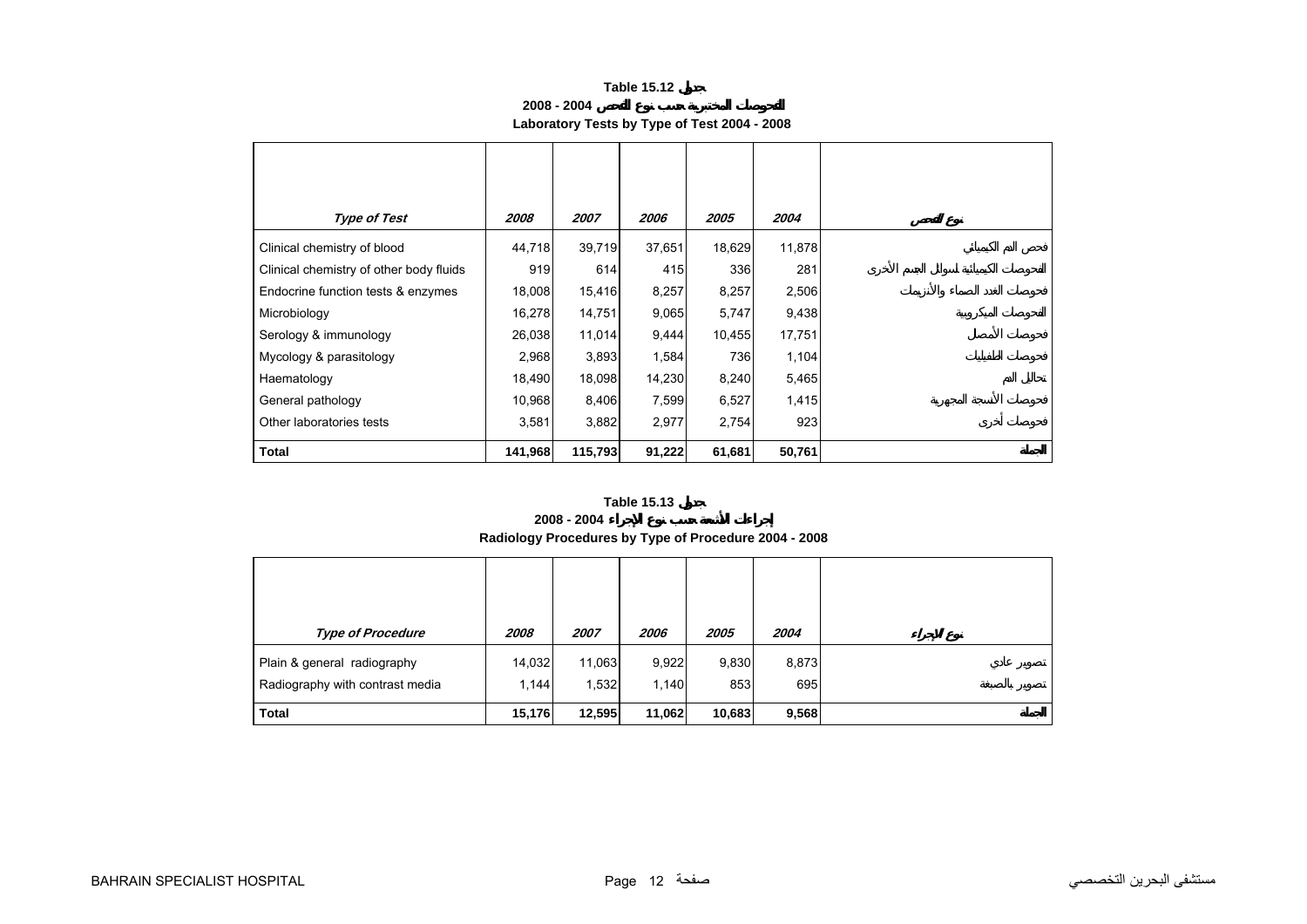## Table 15.12 جدول

### الفحوصات المختبرية حسب نوع الفحص 2004 - 2008

### Laboratory Tests by Type of Test 2004 - 2008

| *Type of Test* | *2008* | *2007* | *2006* | *2005* | *2004* | نوع الفحص |
|---|---|---|---|---|---|---|
| Clinical chemistry of blood | 44,718 | 39,719 | 37,651 | 18,629 | 11,878 | فحص الدم الكيميائي |
| Clinical chemistry of other body fluids | 919 | 614 | 415 | 336 | 281 | الفحوصات الكيميائية لسوائل الجسم الأخرى |
| Endocrine function tests & enzymes | 18,008 | 15,416 | 8,257 | 8,257 | 2,506 | فحوصات الغدد الصماء والأنزيمات |
| Microbiology | 16,278 | 14,751 | 9,065 | 5,747 | 9,438 | الفحوصات الميكروبية |
| Serology & immunology | 26,038 | 11,014 | 9,444 | 10,455 | 17,751 | فحوصات الأمصال |
| Mycology & parasitology | 2,968 | 3,893 | 1,584 | 736 | 1,104 | فحوصات الطفيليات |
| Haematology | 18,490 | 18,098 | 14,230 | 8,240 | 5,465 | تحاليل الدم |
| General pathology | 10,968 | 8,406 | 7,599 | 6,527 | 1,415 | فحوصات الأنسجة المجهرية |
| Other laboratories tests | 3,581 | 3,882 | 2,977 | 2,754 | 923 | فحوصات أخرى |
| **Total** | **141,968** | **115,793** | **91,222** | **61,681** | **50,761** | **الجملة** |

## Table 15.13 جدول

### إجراءات الأشعة حسب نوع الإجراء 2004 - 2008

### Radiology Procedures by Type of Procedure 2004 - 2008

| *Type of Procedure* | *2008* | *2007* | *2006* | *2005* | *2004* | نوع الإجراء |
|---|---|---|---|---|---|---|
| Plain & general radiography | 14,032 | 11,063 | 9,922 | 9,830 | 8,873 | تصوير عادي |
| Radiography with contrast media | 1,144 | 1,532 | 1,140 | 853 | 695 | تصوير بالصبغة |
| **Total** | **15,176** | **12,595** | **11,062** | **10,683** | **9,568** | **الجملة** |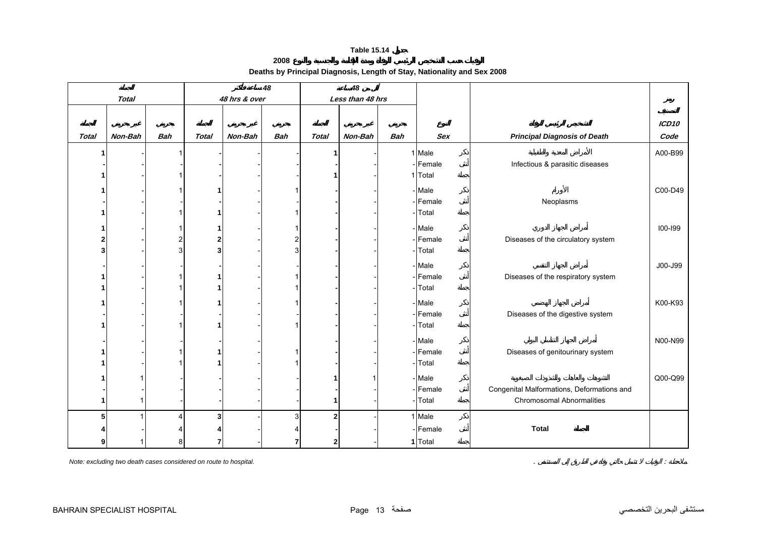**Table 15.14 جدول**

**الوفيات حسب التشخيص الرئيسي للوفاة ومدة الإقامة والجنسية والنوع 2008**

**Deaths by Principal Diagnosis, Length of Stay, Nationality and Sex 2008**

| الجملة Total | | | 48 ساعة فأكثر 48 hrs & over | | | أقل من 48 ساعة Less than 48 hrs | | | | | | |
|---|---|---|---|---|---|---|---|---|---|---|---|---|
| الجملة Total | غير بحريني Non-Bah | بحريني Bah | الجملة Total | غير بحريني Non-Bah | بحريني Bah | الجملة Total | غير بحريني Non-Bah | بحريني Bah | النوع Sex | | التشخيص الرئيسي للوفاة Principal Diagnosis of Death | رمز التصنيف ICD10 Code |
| 1 | - | 1 | - | - | - | 1 | - | 1 | Male | ذكر | الأمراض المعدية والطفيلية Infectious & parasitic diseases | A00-B99 |
| - | - | - | - | - | - | - | - | - | Female | أنثى | | |
| 1 | - | 1 | - | - | - | 1 | - | 1 | Total | جملة | | |
| 1 | - | 1 | 1 | - | 1 | - | - | - | Male | ذكر | الأورام Neoplasms | C00-D49 |
| - | - | - | - | - | - | - | - | - | Female | أنثى | | |
| 1 | - | 1 | 1 | - | 1 | - | - | - | Total | جملة | | |
| 1 | - | 1 | 1 | - | 1 | - | - | - | Male | ذكر | أمراض الجهاز الدوري Diseases of the circulatory system | I00-I99 |
| 2 | - | 2 | 2 | - | 2 | - | - | - | Female | أنثى | | |
| 3 | - | 3 | 3 | - | 3 | - | - | - | Total | جملة | | |
| - | - | - | - | - | - | - | - | - | Male | ذكر | أمراض الجهاز التنفسي Diseases of the respiratory system | J00-J99 |
| 1 | - | 1 | 1 | - | 1 | - | - | - | Female | أنثى | | |
| 1 | - | 1 | 1 | - | 1 | - | - | - | Total | جملة | | |
| 1 | - | 1 | 1 | - | 1 | - | - | - | Male | ذكر | أمراض الجهاز الهضمي Diseases of the digestive system | K00-K93 |
| - | - | - | - | - | - | - | - | - | Female | أنثى | | |
| 1 | - | 1 | 1 | - | 1 | - | - | - | Total | جملة | | |
| - | - | - | - | - | - | - | - | - | Male | ذكر | أمراض الجهاز التناسلي البولي Diseases of genitourinary system | N00-N99 |
| 1 | - | 1 | 1 | - | 1 | - | - | - | Female | أنثى | | |
| 1 | - | 1 | 1 | - | 1 | - | - | - | Total | جملة | | |
| 1 | 1 | - | - | - | - | 1 | 1 | - | Male | ذكر | التشوهات والعاهات والتشذوذات الصبغوية Congenital Malformations, Deformations and Chromosomal Abnormalities | Q00-Q99 |
| - | - | - | - | - | - | - | - | - | Female | أنثى | | |
| 1 | 1 | - | - | - | - | 1 | - | - | Total | جملة | | |
| 5 | 1 | 4 | 3 | - | 3 | 2 | - | 1 | Male | ذكر | **Total الجملة** | |
| 4 | - | 4 | 4 | - | 4 | - | - | - | Female | أنثى | | |
| 9 | 1 | 8 | 7 | - | 7 | 2 | - | 1 | Total | جملة | | |

*Note: excluding two death cases considered on route to hospital.*

ملاحظة : الوفيات لا تشمل حالتي وفاة في الطريق إلى المستشفى .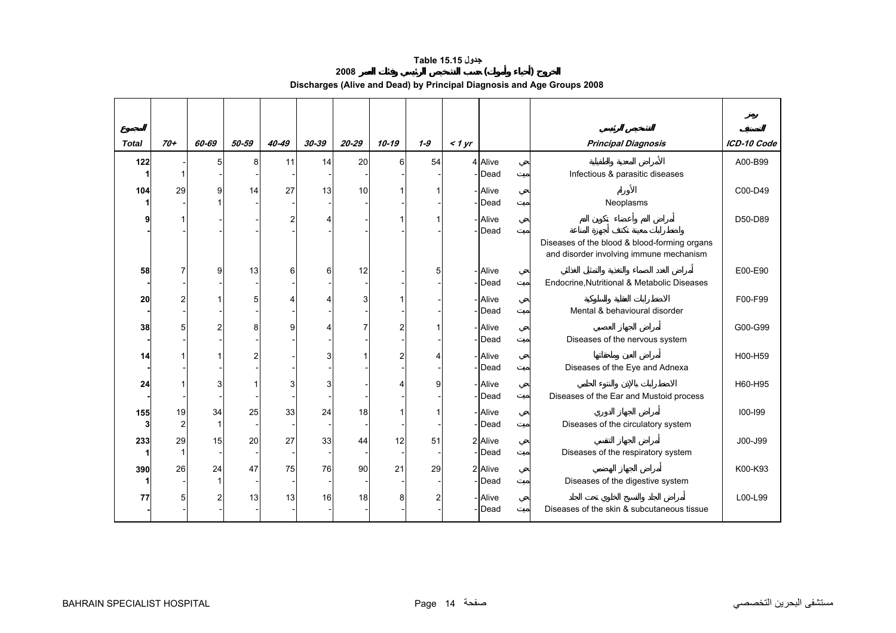**Table 15.15 جدول**

**الخروج (أحياء وأموات) حسب التشخيص الرئيسي وفئات العمر 2008**

**Discharges (Alive and Dead) by Principal Diagnosis and Age Groups 2008**

| المجموع Total | 70+ | 60-69 | 50-59 | 40-49 | 30-39 | 20-29 | 10-19 | 1-9 | < 1 yr | | | التشخيص الرئيسي Principal Diagnosis | رمز التصنيف ICD-10 Code |
|---|---|---|---|---|---|---|---|---|---|---|---|---|---|
| 122 | - | 5 | 8 | 11 | 14 | 20 | 6 | 54 | 4 | Alive | حي | الأمراض المعدية والطفيلية / Infectious & parasitic diseases | A00-B99 |
| 1 | 1 | - | - | - | - | - | - | - | - | Dead | ميت | | |
| 104 | 29 | 9 | 14 | 27 | 13 | 10 | 1 | 1 | - | Alive | حي | الأورام / Neoplasms | C00-D49 |
| 1 | - | 1 | - | - | - | - | - | - | - | Dead | ميت | | |
| 9 | 1 | - | - | 2 | 4 | - | 1 | 1 | - | Alive | حي | أمراض الدم وأعضاء تكوين الدم واضطرابات معينة تكتنف أجهزة المناعة / Diseases of the blood & blood-forming organs and disorder involving immune mechanism | D50-D89 |
| - | - | - | - | - | - | - | - | - | - | Dead | ميت | | |
| 58 | 7 | 9 | 13 | 6 | 6 | 12 | - | 5 | - | Alive | حي | أمراض الغدد الصماء والتغذية والتمثيل الغذائي / Endocrine,Nutritional & Metabolic Diseases | E00-E90 |
| - | - | - | - | - | - | - | - | - | - | Dead | ميت | | |
| 20 | 2 | 1 | 5 | 4 | 4 | 3 | 1 | - | - | Alive | حي | الاضطرابات العقلية والسلوكية / Mental & behavioural disorder | F00-F99 |
| - | - | - | - | - | - | - | - | - | - | Dead | ميت | | |
| 38 | 5 | 2 | 8 | 9 | 4 | 7 | 2 | 1 | - | Alive | حي | أمراض الجهاز العصبي / Diseases of the nervous system | G00-G99 |
| - | - | - | - | - | - | - | - | - | - | Dead | ميت | | |
| 14 | 1 | 1 | 2 | - | 3 | 1 | 2 | 4 | - | Alive | حي | أمراض العين وملحقاتها / Diseases of the Eye and Adnexa | H00-H59 |
| - | - | - | - | - | - | - | - | - | - | Dead | ميت | | |
| 24 | 1 | 3 | 1 | 3 | 3 | - | 4 | 9 | - | Alive | حي | الاضطرابات بالإذن والنتوء الحلمي / Diseases of the Ear and Mustoid process | H60-H95 |
| - | - | - | - | - | - | - | - | - | - | Dead | ميت | | |
| 155 | 19 | 34 | 25 | 33 | 24 | 18 | 1 | 1 | - | Alive | حي | أمراض الجهاز الدوري / Diseases of the circulatory system | I00-I99 |
| 3 | 2 | 1 | - | - | - | - | - | - | - | Dead | ميت | | |
| 233 | 29 | 15 | 20 | 27 | 33 | 44 | 12 | 51 | 2 | Alive | حي | أمراض الجهاز التنفسي / Diseases of the respiratory system | J00-J99 |
| 1 | 1 | - | - | - | - | - | - | - | - | Dead | ميت | | |
| 390 | 26 | 24 | 47 | 75 | 76 | 90 | 21 | 29 | 2 | Alive | حي | أمراض الجهاز الهضمي / Diseases of the digestive system | K00-K93 |
| 1 | - | 1 | - | - | - | - | - | - | - | Dead | ميت | | |
| 77 | 5 | 2 | 13 | 13 | 16 | 18 | 8 | 2 | - | Alive | حي | أمراض الجلد والنسيج الخلوي تحت الجلد / Diseases of the skin & subcutaneous tissue | L00-L99 |
| - | - | - | - | - | - | - | - | - | - | Dead | ميت | | |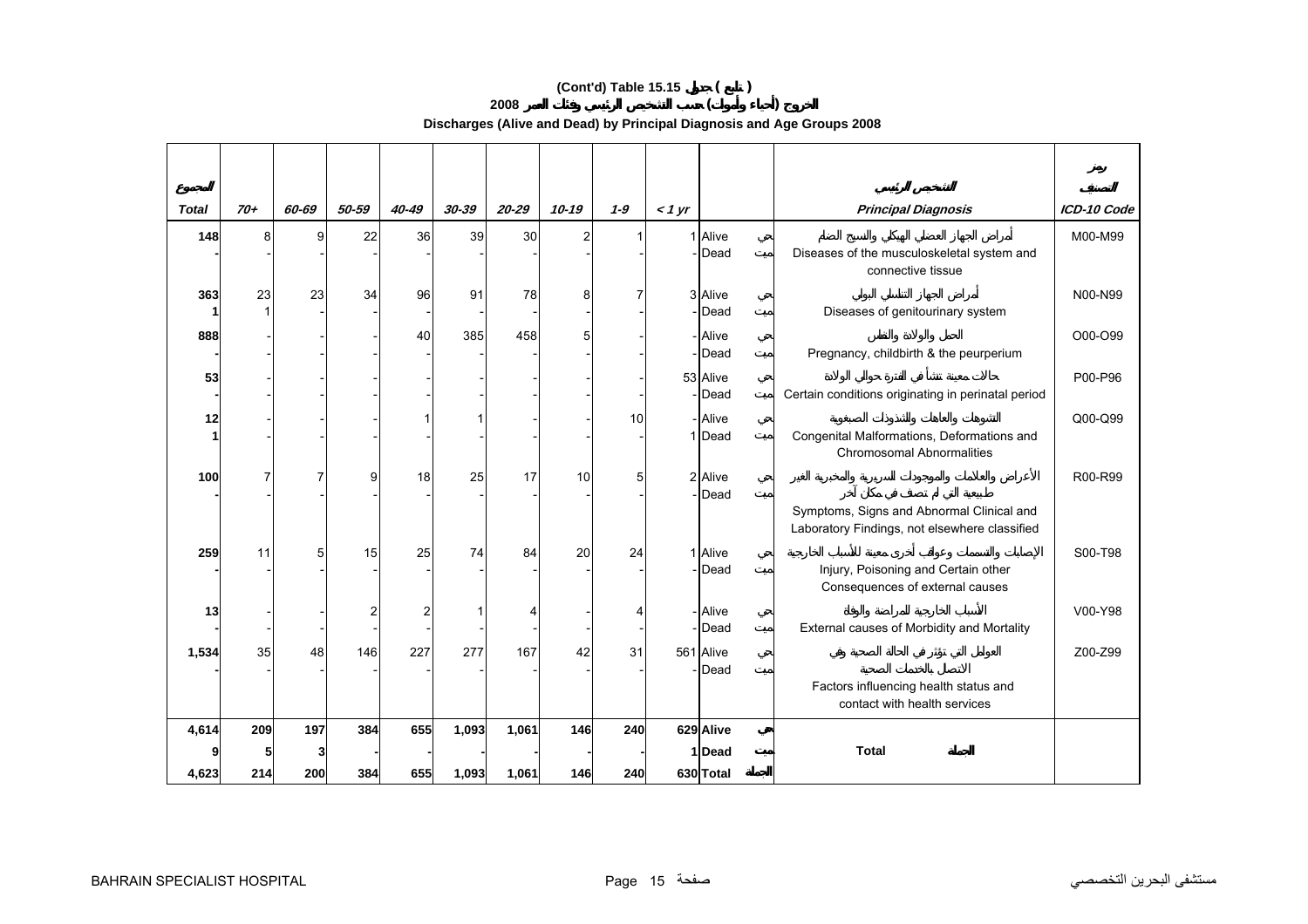# (Cont'd) Table 15.15 جدول ( تابع )

## الخروج (أحياء وأموات) حسب التشخيص الرئيسي وفئات العمر 2008

## Discharges (Alive and Dead) by Principal Diagnosis and Age Groups 2008

| المجموع Total | 70+ | 60-69 | 50-59 | 40-49 | 30-39 | 20-29 | 10-19 | 1-9 | < 1 yr | | | التشخيص الرئيسي Principal Diagnosis | رمز التصنيف ICD-10 Code |
|---|---|---|---|---|---|---|---|---|---|---|---|---|---|
| 148 | 8 | 9 | 22 | 36 | 39 | 30 | 2 | 1 | 1 | Alive | حي | أمراض الجهاز العضلي الهيكلي والنسيج الضام Diseases of the musculoskeletal system and connective tissue | M00-M99 |
| - | - | - | - | - | - | - | - | - | - | Dead | ميت | | |
| 363 | 23 | 23 | 34 | 96 | 91 | 78 | 8 | 7 | 3 | Alive | حي | أمراض الجهاز التناسلي البولي Diseases of genitourinary system | N00-N99 |
| 1 | 1 | - | - | - | - | - | - | - | - | Dead | ميت | | |
| 888 | - | - | - | 40 | 385 | 458 | 5 | - | - | Alive | حي | الحمل والولادة والنفاس Pregnancy, childbirth & the peurperium | O00-O99 |
| - | - | - | - | - | - | - | - | - | - | Dead | ميت | | |
| 53 | - | - | - | - | - | - | - | - | 53 | Alive | حي | حالات معينة تنشأ في الفترة حوالي الولادة Certain conditions originating in perinatal period | P00-P96 |
| - | - | - | - | - | - | - | - | - | - | Dead | ميت | | |
| 12 | - | - | - | 1 | 1 | - | - | 10 | - | Alive | حي | التشوهات والعاهات والتشوهات الصبغوية Congenital Malformations, Deformations and Chromosomal Abnormalities | Q00-Q99 |
| 1 | - | - | - | - | - | - | - | - | 1 | Dead | ميت | | |
| 100 | 7 | 7 | 9 | 18 | 25 | 17 | 10 | 5 | 2 | Alive | حي | الأعراض والعلامات والموجودات السريرية والمختبرية الغير طبيعية التي لم تصنف في مكان آخر Symptoms, Signs and Abnormal Clinical and Laboratory Findings, not elsewhere classified | R00-R99 |
| - | - | - | - | - | - | - | - | - | - | Dead | ميت | | |
| 259 | 11 | 5 | 15 | 25 | 74 | 84 | 20 | 24 | 1 | Alive | حي | الإصابات والتسممات وعواقب أخرى معينة للأسباب الخارجية Injury, Poisoning and Certain other Consequences of external causes | S00-T98 |
| - | - | - | - | - | - | - | - | - | - | Dead | ميت | | |
| 13 | - | - | 2 | 2 | 1 | 4 | - | 4 | - | Alive | حي | الأسباب الخارجية للمراضة والوفاة External causes of Morbidity and Mortality | V00-Y98 |
| - | - | - | - | - | - | - | - | - | - | Dead | ميت | | |
| 1,534 | 35 | 48 | 146 | 227 | 277 | 167 | 42 | 31 | 561 | Alive | حي | العوامل التي تؤثر في الحالة الصحية وفي الاتصال بالخدمات الصحية Factors influencing health status and contact with health services | Z00-Z99 |
| - | - | - | - | - | - | - | - | - | - | Dead | ميت | | |
| **4,614** | **209** | **197** | **384** | **655** | **1,093** | **1,061** | **146** | **240** | **629** | **Alive** | **حي** | | |
| **9** | **5** | **3** | **-** | **-** | **-** | **-** | **-** | **-** | **1** | **Dead** | **ميت** | **Total الجملة** | |
| **4,623** | **214** | **200** | **384** | **655** | **1,093** | **1,061** | **146** | **240** | **630** | **Total** | **الجملة** | | |

BAHRAIN SPECIALIST HOSPITAL — مستشفى البحرين التخصصي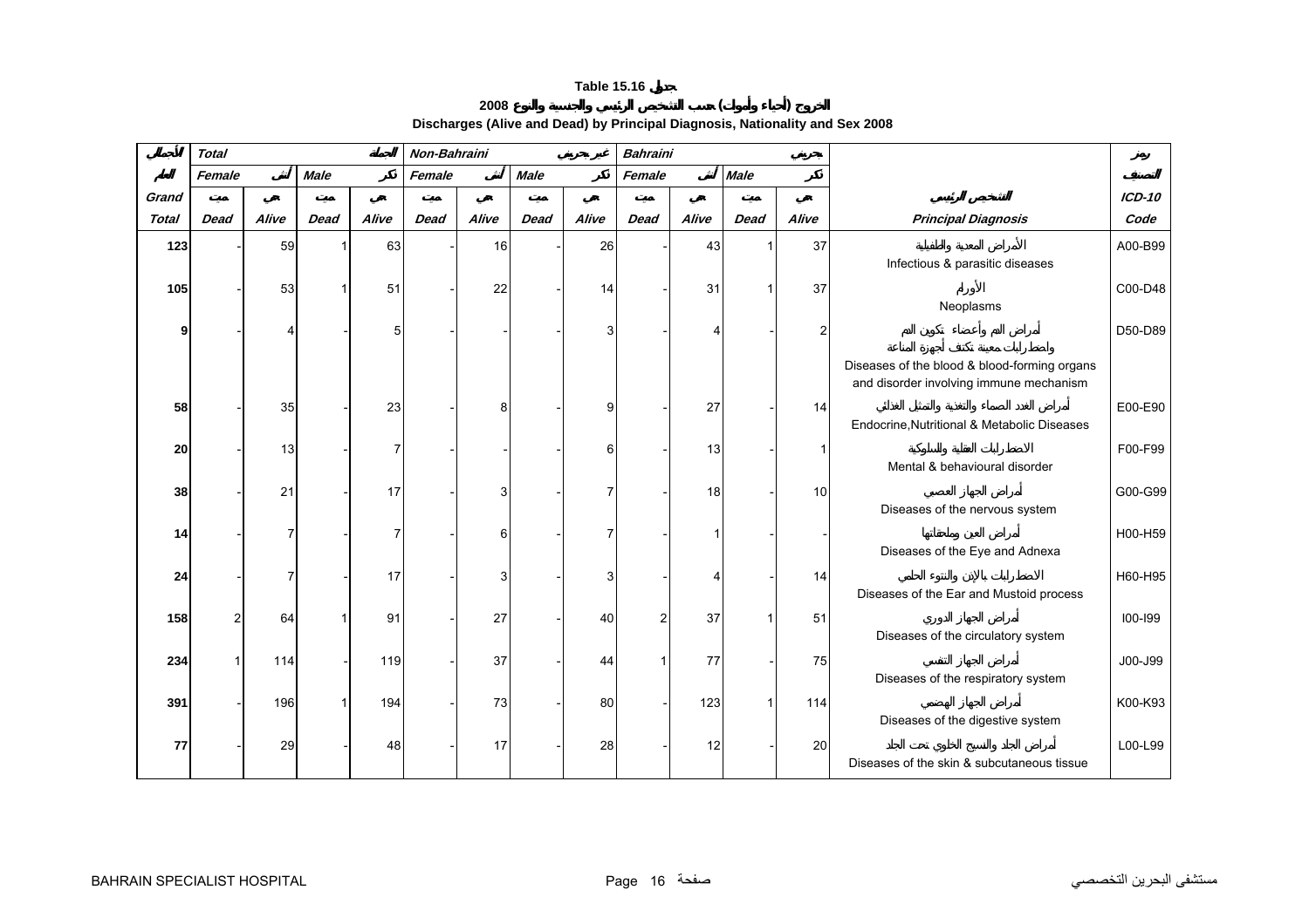# Table 15.16 جدول

## الخروج (أحياء وأموات) حسب التشخيص الرئيسي والجنسية والنوع 2008

### Discharges (Alive and Dead) by Principal Diagnosis, Nationality and Sex 2008

| الأجمالي | Total | | | الجملة | Non-Bahraini | | | غير بحريني | Bahraini | | | بحريني | | رمز |
|---|---|---|---|---|---|---|---|---|---|---|---|---|---|---|
| العام | Female | أنثى | Male | ذكر | Female | أنثى | Male | ذكر | Female | أنثى | Male | ذكر | | التصنيف |
| Grand | ميت | حي | ميت | حي | ميت | حي | ميت | حي | ميت | حي | ميت | حي | التشخيص الرئيسي | ICD-10 |
| Total | Dead | Alive | Dead | Alive | Dead | Alive | Dead | Alive | Dead | Alive | Dead | Alive | Principal Diagnosis | Code |
| 123 | - | 59 | 1 | 63 | - | 16 | - | 26 | - | 43 | 1 | 37 | الأمراض المعدية والطفيلية<br>Infectious & parasitic diseases | A00-B99 |
| 105 | - | 53 | 1 | 51 | - | 22 | - | 14 | - | 31 | 1 | 37 | الأورام<br>Neoplasms | C00-D48 |
| 9 | - | 4 | - | 5 | - | - | - | 3 | - | 4 | - | 2 | أمراض الدم وأعضاء تكوين الدم واضطرابات معينة تكتنف أجهزة المناعة<br>Diseases of the blood & blood-forming organs and disorder involving immune mechanism | D50-D89 |
| 58 | - | 35 | - | 23 | - | 8 | - | 9 | - | 27 | - | 14 | أمراض الغدد الصماء والتغذية والتمثيل الغذائي<br>Endocrine,Nutritional & Metabolic Diseases | E00-E90 |
| 20 | - | 13 | - | 7 | - | - | - | 6 | - | 13 | - | 1 | الاضطرابات العقلية والسلوكية<br>Mental & behavioural disorder | F00-F99 |
| 38 | - | 21 | - | 17 | - | 3 | - | 7 | - | 18 | - | 10 | أمراض الجهاز العصبي<br>Diseases of the nervous system | G00-G99 |
| 14 | - | 7 | - | 7 | - | 6 | - | 7 | - | 1 | - | - | أمراض العين وملحقاتها<br>Diseases of the Eye and Adnexa | H00-H59 |
| 24 | - | 7 | - | 17 | - | 3 | - | 3 | - | 4 | - | 14 | الاضطرابات بالإذن والنتوء الحلمي<br>Diseases of the Ear and Mustoid process | H60-H95 |
| 158 | 2 | 64 | 1 | 91 | - | 27 | - | 40 | 2 | 37 | 1 | 51 | أمراض الجهاز الدوري<br>Diseases of the circulatory system | I00-I99 |
| 234 | 1 | 114 | - | 119 | - | 37 | - | 44 | 1 | 77 | - | 75 | أمراض الجهاز التنفسي<br>Diseases of the respiratory system | J00-J99 |
| 391 | - | 196 | 1 | 194 | - | 73 | - | 80 | - | 123 | 1 | 114 | أمراض الجهاز الهضمي<br>Diseases of the digestive system | K00-K93 |
| 77 | - | 29 | - | 48 | - | 17 | - | 28 | - | 12 | - | 20 | أمراض الجلد والنسيج الخلوي تحت الجلد<br>Diseases of the skin & subcutaneous tissue | L00-L99 |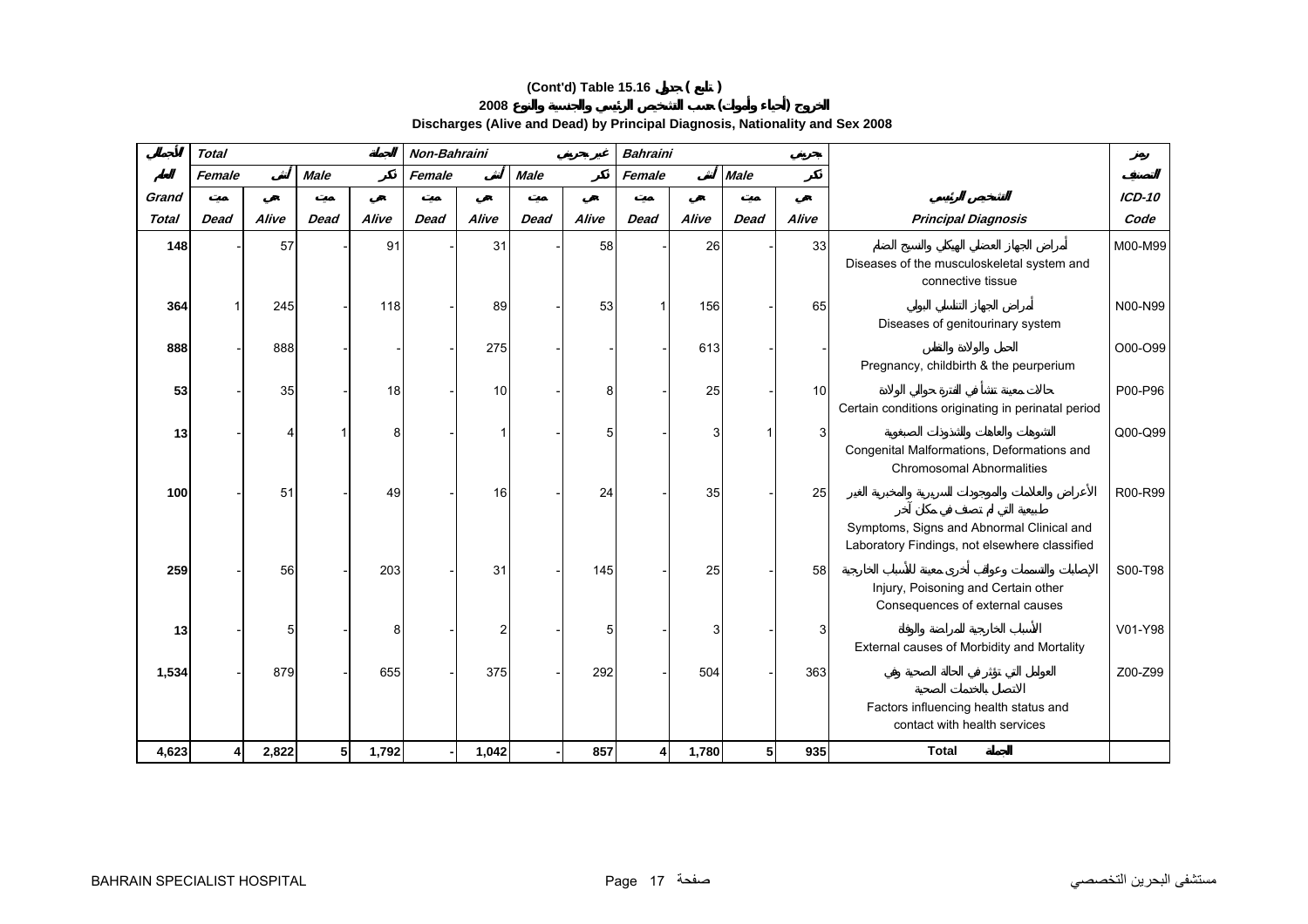**(Cont'd) Table 15.16 جدول ( تابع )**

**الخروج (أحياء وأموات) حسب التشخيص الرئيسي والجنسية والنوع 2008**

**Discharges (Alive and Dead) by Principal Diagnosis, Nationality and Sex 2008**

| الأجمالي | Total | | | الجملة | Non-Bahraini | | | غير بحريني | Bahraini | | | بحريني | | رمز |
|---|---|---|---|---|---|---|---|---|---|---|---|---|---|---|
| الكلي | Female أنثى | | Male ذكر | | Female أنثى | | Male ذكر | | Female أنثى | | Male ذكر | | | التصنيف |
| Grand | ميت | حي | ميت | حي | ميت | حي | ميت | حي | ميت | حي | ميت | حي | التشخيص الرئيسي | ICD-10 |
| Total | Dead | Alive | Dead | Alive | Dead | Alive | Dead | Alive | Dead | Alive | Dead | Alive | Principal Diagnosis | Code |
| 148 | - | 57 | - | 91 | - | 31 | - | 58 | - | 26 | - | 33 | أمراض الجهاز العضلي الهيكلي والنسيج الضام Diseases of the musculoskeletal system and connective tissue | M00-M99 |
| 364 | 1 | 245 | - | 118 | - | 89 | - | 53 | 1 | 156 | - | 65 | أمراض الجهاز التناسلي البولي Diseases of genitourinary system | N00-N99 |
| 888 | - | 888 | - | - | - | 275 | - | - | - | 613 | - | - | الحمل والولادة والنفاس Pregnancy, childbirth & the peurperium | O00-O99 |
| 53 | - | 35 | - | 18 | - | 10 | - | 8 | - | 25 | - | 10 | حالات معينة تنشأ في الفترة حوالي الولادة Certain conditions originating in perinatal period | P00-P96 |
| 13 | - | 4 | 1 | 8 | - | 1 | - | 5 | - | 3 | 1 | 3 | التشوهات والعاهات والشذوذات الصبغوية Congenital Malformations, Deformations and Chromosomal Abnormalities | Q00-Q99 |
| 100 | - | 51 | - | 49 | - | 16 | - | 24 | - | 35 | - | 25 | الأعراض والعلامات والموجودات السريرية والمخبرية الغير طبيعية التي لم تصنف في مكان آخر Symptoms, Signs and Abnormal Clinical and Laboratory Findings, not elsewhere classified | R00-R99 |
| 259 | - | 56 | - | 203 | - | 31 | - | 145 | - | 25 | - | 58 | الإصابات والتسممات وعواقب أخرى معينة للأسباب الخارجية Injury, Poisoning and Certain other Consequences of external causes | S00-T98 |
| 13 | - | 5 | - | 8 | - | 2 | - | 5 | - | 3 | - | 3 | الأسباب الخارجية للمراضة والوفاة External causes of Morbidity and Mortality | V01-Y98 |
| 1,534 | - | 879 | - | 655 | - | 375 | - | 292 | - | 504 | - | 363 | العوامل التي تؤثر في الحالة الصحية وفي الاتصال بالخدمات الصحية Factors influencing health status and contact with health services | Z00-Z99 |
| 4,623 | 4 | 2,822 | 5 | 1,792 | - | 1,042 | - | 857 | 4 | 1,780 | 5 | 935 | Total الجملة | |

BAHRAIN SPECIALIST HOSPITAL مستشفى البحرين التخصصي